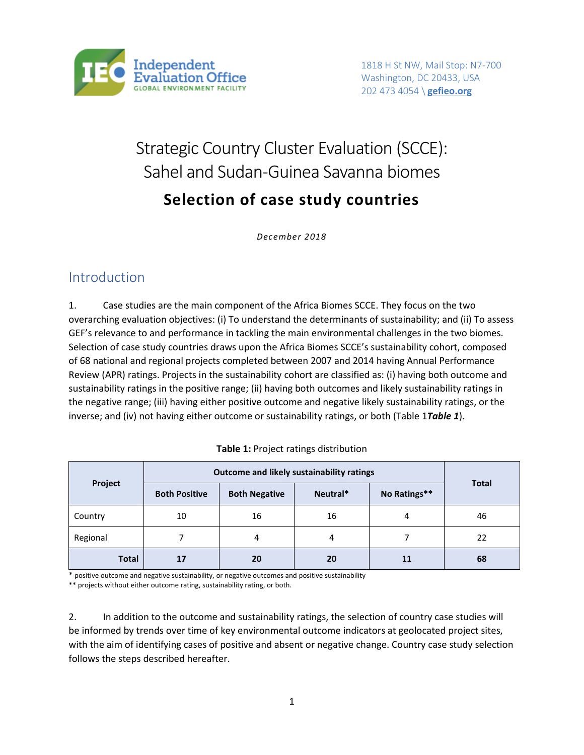Independent Evaluation Office
GLOBAL ENVIRONMENT FACILITY

1818 H St NW, Mail Stop: N7-700
Washington, DC 20433, USA
202 473 4054 \ gefieo.org

# Strategic Country Cluster Evaluation (SCCE): Sahel and Sudan-Guinea Savanna biomes

## Selection of case study countries

*December 2018*

## Introduction

1. Case studies are the main component of the Africa Biomes SCCE. They focus on the two overarching evaluation objectives: (i) To understand the determinants of sustainability; and (ii) To assess GEF's relevance to and performance in tackling the main environmental challenges in the two biomes. Selection of case study countries draws upon the Africa Biomes SCCE's sustainability cohort, composed of 68 national and regional projects completed between 2007 and 2014 having Annual Performance Review (APR) ratings. Projects in the sustainability cohort are classified as: (i) having both outcome and sustainability ratings in the positive range; (ii) having both outcomes and likely sustainability ratings in the negative range; (iii) having either positive outcome and negative likely sustainability ratings, or the inverse; and (iv) not having either outcome or sustainability ratings, or both (Table 1***Table 1***).

**Table 1:** Project ratings distribution

| Project | Outcome and likely sustainability ratings | | | | Total |
|---|---|---|---|---|---|
| | **Both Positive** | **Both Negative** | **Neutral*** | **No Ratings**** | |
| Country | 10 | 16 | 16 | 4 | 46 |
| Regional | 7 | 4 | 4 | 7 | 22 |
| **Total** | **17** | **20** | **20** | **11** | **68** |

* positive outcome and negative sustainability, or negative outcomes and positive sustainability
** projects without either outcome rating, sustainability rating, or both.

2. In addition to the outcome and sustainability ratings, the selection of country case studies will be informed by trends over time of key environmental outcome indicators at geolocated project sites, with the aim of identifying cases of positive and absent or negative change. Country case study selection follows the steps described hereafter.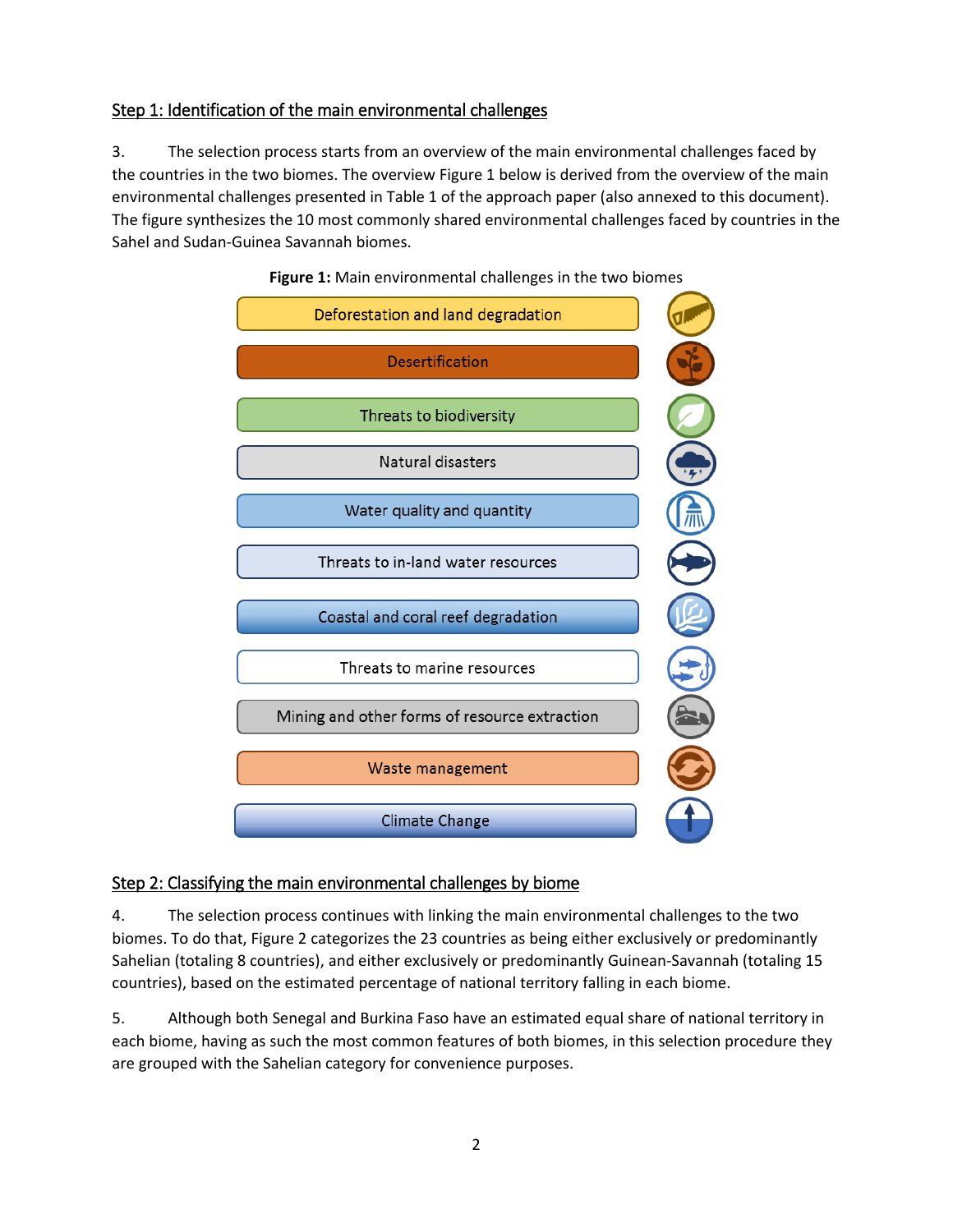## Step 1: Identification of the main environmental challenges

3. The selection process starts from an overview of the main environmental challenges faced by the countries in the two biomes. The overview Figure 1 below is derived from the overview of the main environmental challenges presented in Table 1 of the approach paper (also annexed to this document). The figure synthesizes the 10 most commonly shared environmental challenges faced by countries in the Sahel and Sudan-Guinea Savannah biomes.

**Figure 1:** Main environmental challenges in the two biomes

- Deforestation and land degradation
- Desertification
- Threats to biodiversity
- Natural disasters
- Water quality and quantity
- Threats to in-land water resources
- Coastal and coral reef degradation
- Threats to marine resources
- Mining and other forms of resource extraction
- Waste management
- Climate Change

## Step 2: Classifying the main environmental challenges by biome

4. The selection process continues with linking the main environmental challenges to the two biomes. To do that, Figure 2 categorizes the 23 countries as being either exclusively or predominantly Sahelian (totaling 8 countries), and either exclusively or predominantly Guinean-Savannah (totaling 15 countries), based on the estimated percentage of national territory falling in each biome.

5. Although both Senegal and Burkina Faso have an estimated equal share of national territory in each biome, having as such the most common features of both biomes, in this selection procedure they are grouped with the Sahelian category for convenience purposes.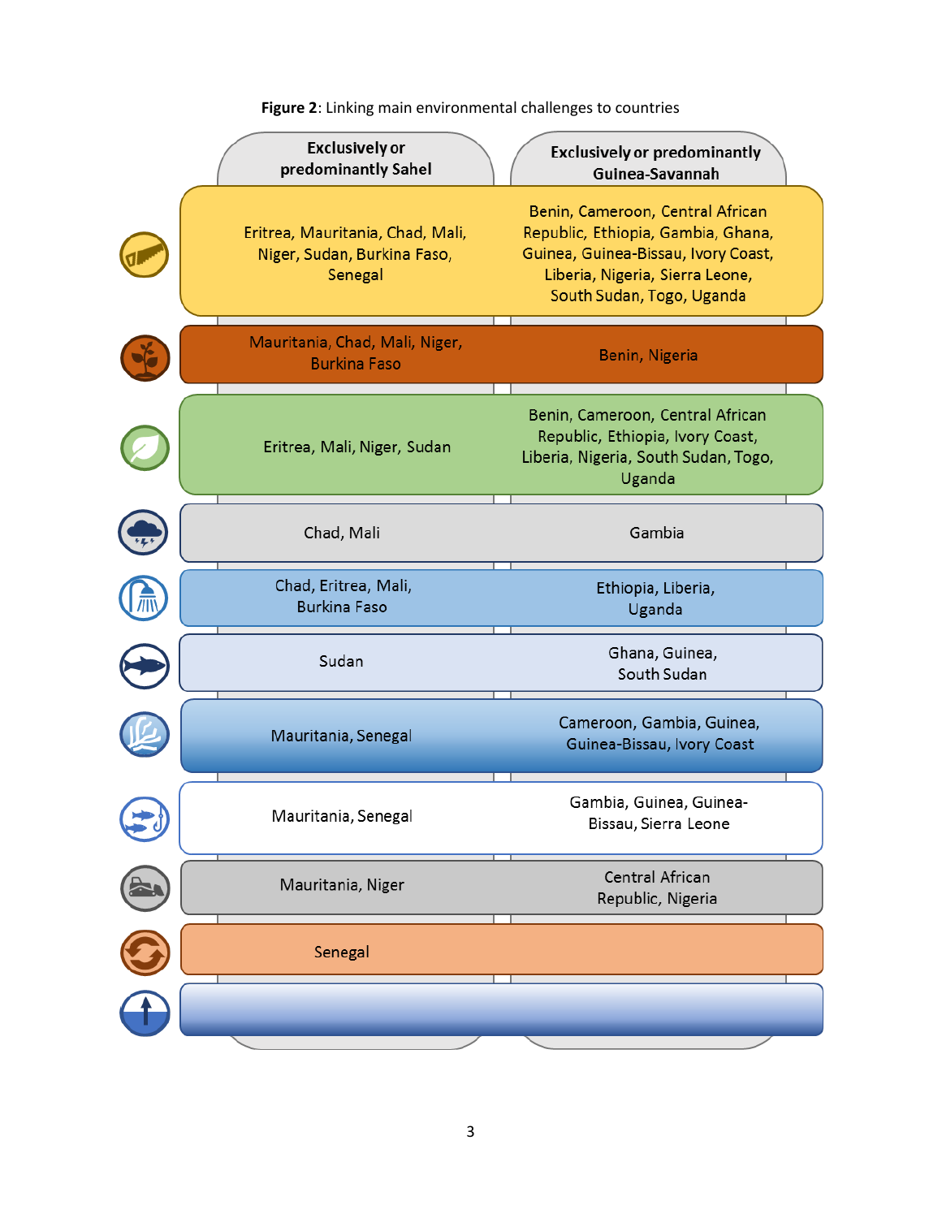**Figure 2**: Linking main environmental challenges to countries

| | Exclusively or predominantly Sahel | Exclusively or predominantly Guinea-Savannah |
|---|---|---|
| | Eritrea, Mauritania, Chad, Mali, Niger, Sudan, Burkina Faso, Senegal | Benin, Cameroon, Central African Republic, Ethiopia, Gambia, Ghana, Guinea, Guinea-Bissau, Ivory Coast, Liberia, Nigeria, Sierra Leone, South Sudan, Togo, Uganda |
| | Mauritania, Chad, Mali, Niger, Burkina Faso | Benin, Nigeria |
| | Eritrea, Mali, Niger, Sudan | Benin, Cameroon, Central African Republic, Ethiopia, Ivory Coast, Liberia, Nigeria, South Sudan, Togo, Uganda |
| | Chad, Mali | Gambia |
| | Chad, Eritrea, Mali, Burkina Faso | Ethiopia, Liberia, Uganda |
| | Sudan | Ghana, Guinea, South Sudan |
| | Mauritania, Senegal | Cameroon, Gambia, Guinea, Guinea-Bissau, Ivory Coast |
| | Mauritania, Senegal | Gambia, Guinea, Guinea-Bissau, Sierra Leone |
| | Mauritania, Niger | Central African Republic, Nigeria |
| | Senegal | |
| | | |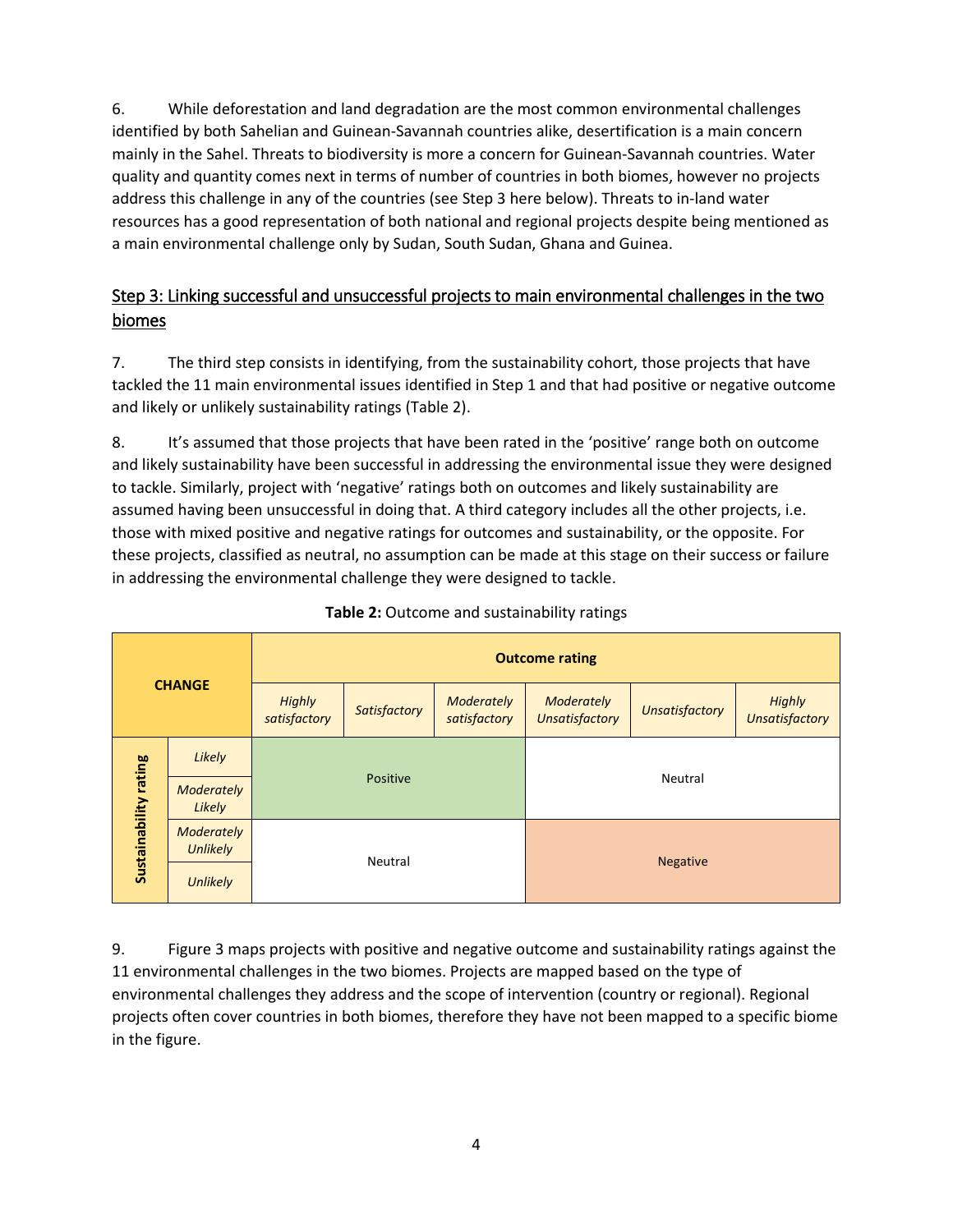6. While deforestation and land degradation are the most common environmental challenges identified by both Sahelian and Guinean-Savannah countries alike, desertification is a main concern mainly in the Sahel. Threats to biodiversity is more a concern for Guinean-Savannah countries. Water quality and quantity comes next in terms of number of countries in both biomes, however no projects address this challenge in any of the countries (see Step 3 here below). Threats to in-land water resources has a good representation of both national and regional projects despite being mentioned as a main environmental challenge only by Sudan, South Sudan, Ghana and Guinea.

## Step 3: Linking successful and unsuccessful projects to main environmental challenges in the two biomes

7. The third step consists in identifying, from the sustainability cohort, those projects that have tackled the 11 main environmental issues identified in Step 1 and that had positive or negative outcome and likely or unlikely sustainability ratings (Table 2).

8. It's assumed that those projects that have been rated in the 'positive' range both on outcome and likely sustainability have been successful in addressing the environmental issue they were designed to tackle. Similarly, project with 'negative' ratings both on outcomes and likely sustainability are assumed having been unsuccessful in doing that. A third category includes all the other projects, i.e. those with mixed positive and negative ratings for outcomes and sustainability, or the opposite. For these projects, classified as neutral, no assumption can be made at this stage on their success or failure in addressing the environmental challenge they were designed to tackle.

**Table 2:** Outcome and sustainability ratings

| **CHANGE** | | **Outcome rating** | | | | | |
|---|---|---|---|---|---|---|---|
| | | *Highly satisfactory* | *Satisfactory* | *Moderately satisfactory* | *Moderately Unsatisfactory* | *Unsatisfactory* | *Highly Unsatisfactory* |
| **Sustainability rating** | *Likely* | Positive | | | Neutral | | |
| | *Moderately Likely* | | | | | | |
| | *Moderately Unlikely* | Neutral | | | Negative | | |
| | *Unlikely* | | | | | | |

9. Figure 3 maps projects with positive and negative outcome and sustainability ratings against the 11 environmental challenges in the two biomes. Projects are mapped based on the type of environmental challenges they address and the scope of intervention (country or regional). Regional projects often cover countries in both biomes, therefore they have not been mapped to a specific biome in the figure.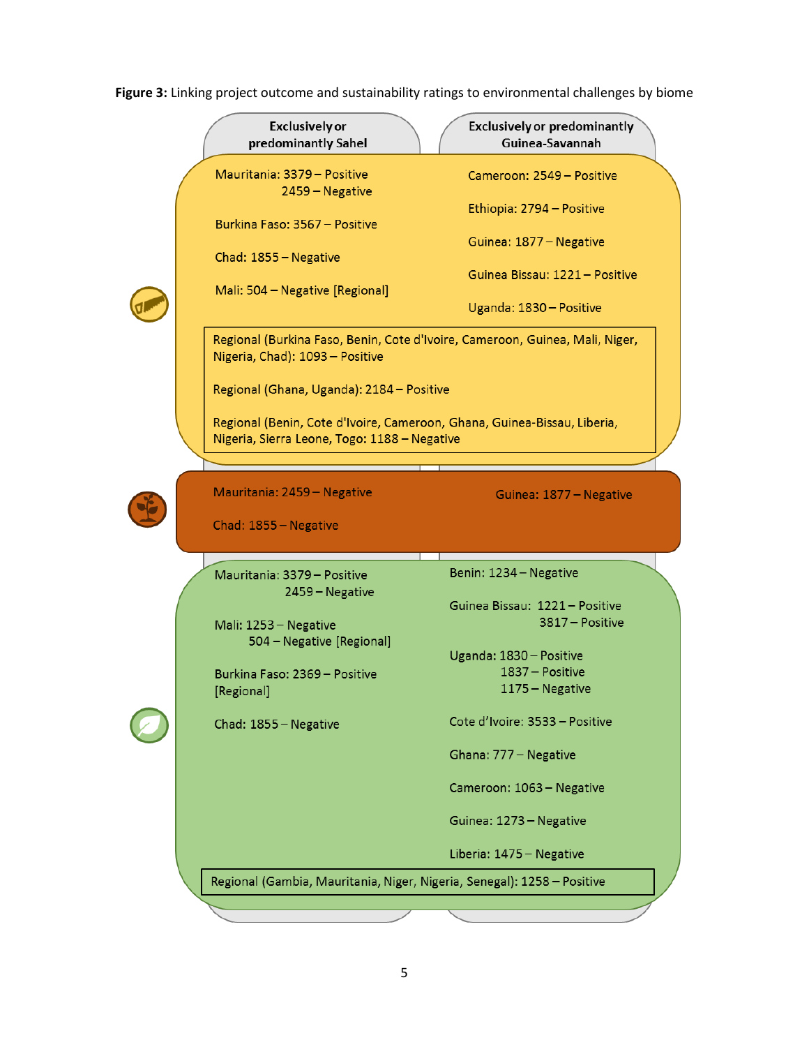**Figure 3:** Linking project outcome and sustainability ratings to environmental challenges by biome

| | Exclusively or predominantly Sahel | Exclusively or predominantly Guinea-Savannah |
|---|---|---|
| (saw icon) | Mauritania: 3379 – Positive<br>2459 – Negative<br><br>Burkina Faso: 3567 – Positive<br><br>Chad: 1855 – Negative<br><br>Mali: 504 – Negative [Regional] | Cameroon: 2549 – Positive<br><br>Ethiopia: 2794 – Positive<br><br>Guinea: 1877 – Negative<br><br>Guinea Bissau: 1221 – Positive<br><br>Uganda: 1830 – Positive |
| | Regional (Burkina Faso, Benin, Cote d'Ivoire, Cameroon, Guinea, Mali, Niger, Nigeria, Chad): 1093 – Positive<br><br>Regional (Ghana, Uganda): 2184 – Positive<br><br>Regional (Benin, Cote d'Ivoire, Cameroon, Ghana, Guinea-Bissau, Liberia, Nigeria, Sierra Leone, Togo: 1188 – Negative | |
| (plant icon) | Mauritania: 2459 – Negative<br><br>Chad: 1855 – Negative | Guinea: 1877 – Negative |
| (leaf icon) | Mauritania: 3379 – Positive<br>2459 – Negative<br><br>Mali: 1253 – Negative<br>504 – Negative [Regional]<br><br>Burkina Faso: 2369 – Positive [Regional]<br><br>Chad: 1855 – Negative | Benin: 1234 – Negative<br><br>Guinea Bissau: 1221 – Positive<br>3817 – Positive<br><br>Uganda: 1830 – Positive<br>1837 – Positive<br>1175 – Negative<br><br>Cote d'Ivoire: 3533 – Positive<br><br>Ghana: 777 – Negative<br><br>Cameroon: 1063 – Negative<br><br>Guinea: 1273 – Negative<br><br>Liberia: 1475 – Negative |
| | Regional (Gambia, Mauritania, Niger, Nigeria, Senegal): 1258 – Positive | |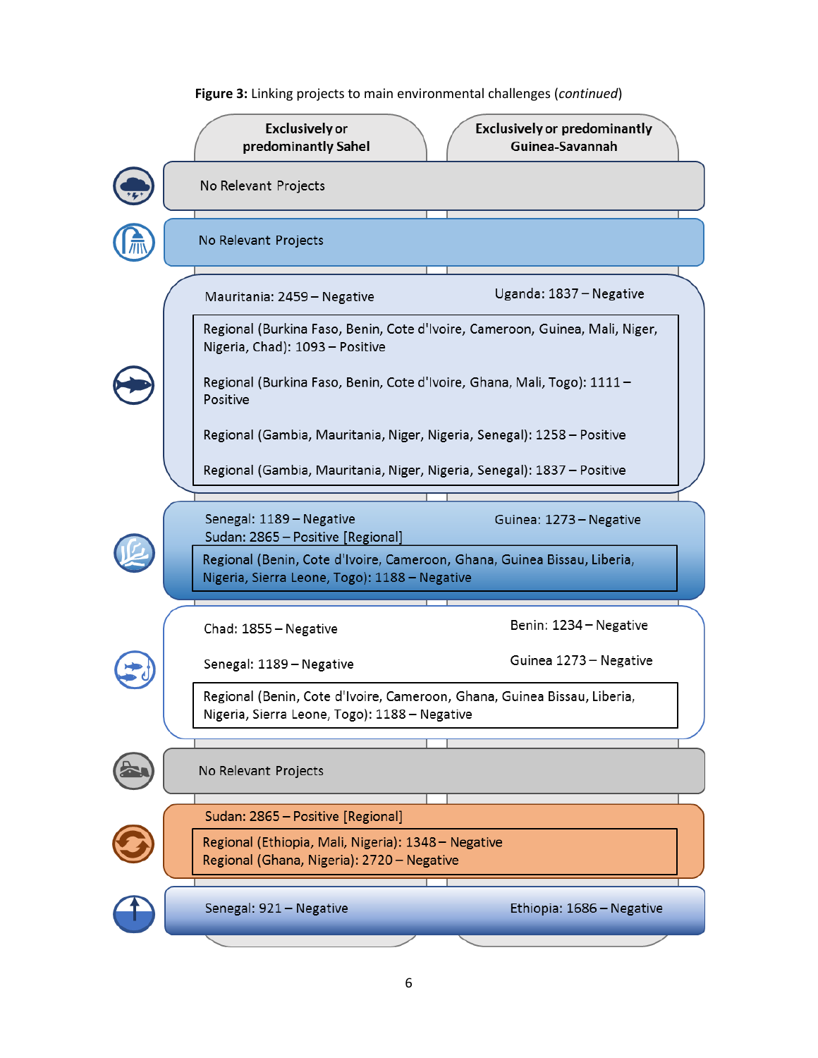**Figure 3:** Linking projects to main environmental challenges (*continued*)

| | Exclusively or predominantly Sahel | Exclusively or predominantly Guinea-Savannah |
|---|---|---|
| Row 1 | No Relevant Projects | |
| Row 2 | No Relevant Projects | |
| Row 3 | Mauritania: 2459 – Negative | Uganda: 1837 – Negative |
| | Regional (Burkina Faso, Benin, Cote d'Ivoire, Cameroon, Guinea, Mali, Niger, Nigeria, Chad): 1093 – Positive<br><br>Regional (Burkina Faso, Benin, Cote d'Ivoire, Ghana, Mali, Togo): 1111 – Positive<br><br>Regional (Gambia, Mauritania, Niger, Nigeria, Senegal): 1258 – Positive<br><br>Regional (Gambia, Mauritania, Niger, Nigeria, Senegal): 1837 – Positive | |
| Row 4 | Senegal: 1189 – Negative<br>Sudan: 2865 – Positive [Regional] | Guinea: 1273 – Negative |
| | Regional (Benin, Cote d'Ivoire, Cameroon, Ghana, Guinea Bissau, Liberia, Nigeria, Sierra Leone, Togo): 1188 – Negative | |
| Row 5 | Chad: 1855 – Negative<br><br>Senegal: 1189 – Negative | Benin: 1234 – Negative<br><br>Guinea 1273 – Negative |
| | Regional (Benin, Cote d'Ivoire, Cameroon, Ghana, Guinea Bissau, Liberia, Nigeria, Sierra Leone, Togo): 1188 – Negative | |
| Row 6 | No Relevant Projects | |
| Row 7 | Sudan: 2865 – Positive [Regional] | |
| | Regional (Ethiopia, Mali, Nigeria): 1348 – Negative<br>Regional (Ghana, Nigeria): 2720 – Negative | |
| Row 8 | Senegal: 921 – Negative | Ethiopia: 1686 – Negative |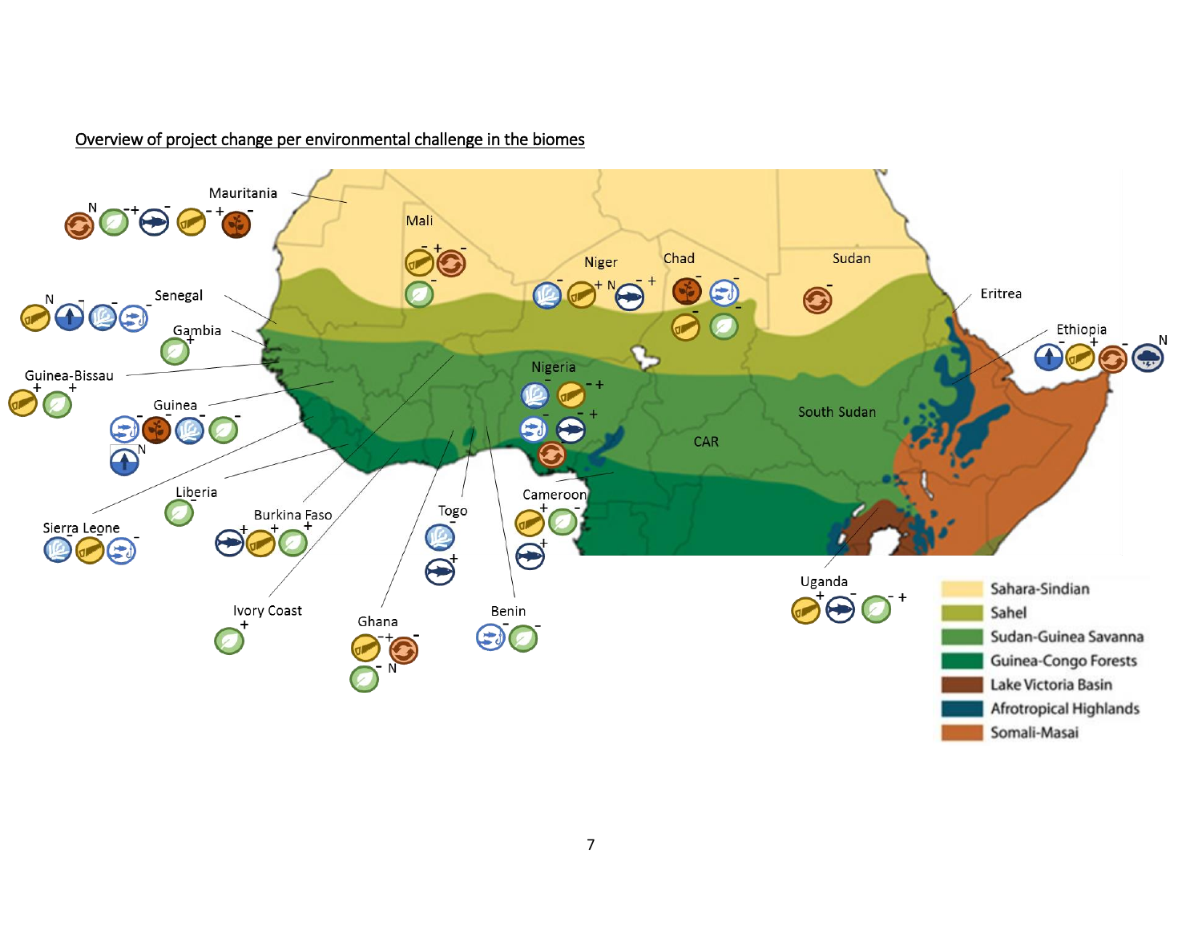Overview of project change per environmental challenge in the biomes

Mauritania

Mali

Niger

Chad

Sudan

Eritrea

Ethiopia

Senegal

Gambia

Guinea-Bissau

Guinea

Nigeria

South Sudan

CAR

Cameroon

Liberia

Burkina Faso

Sierra Leone

Togo

Ivory Coast

Ghana

Benin

Uganda

Sahara-Sindian

Sahel

Sudan-Guinea Savanna

Guinea-Congo Forests

Lake Victoria Basin

Afrotropical Highlands

Somali-Masai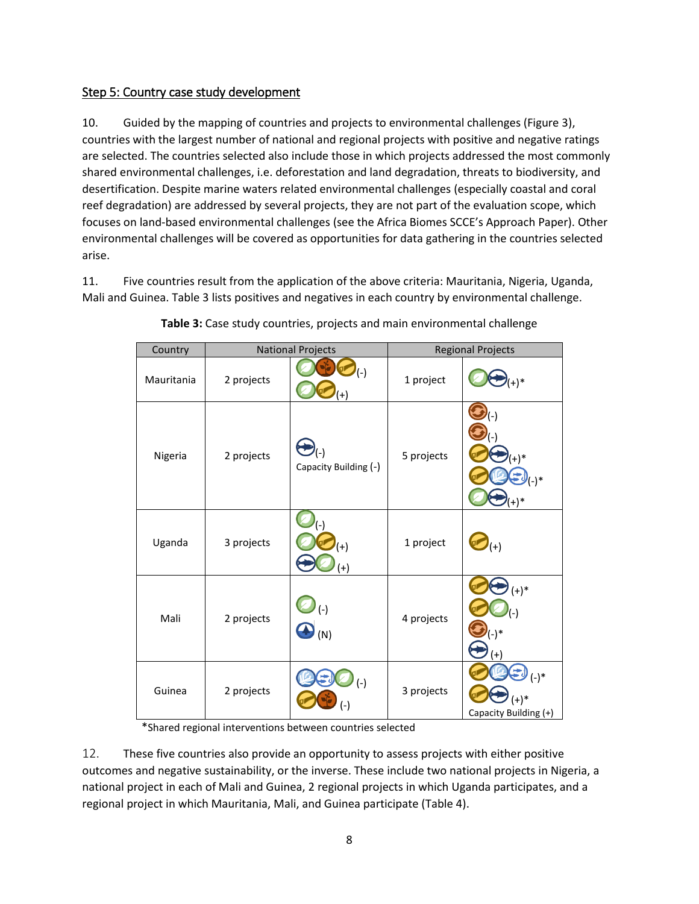Step 5: Country case study development

10. Guided by the mapping of countries and projects to environmental challenges (Figure 3), countries with the largest number of national and regional projects with positive and negative ratings are selected. The countries selected also include those in which projects addressed the most commonly shared environmental challenges, i.e. deforestation and land degradation, threats to biodiversity, and desertification. Despite marine waters related environmental challenges (especially coastal and coral reef degradation) are addressed by several projects, they are not part of the evaluation scope, which focuses on land-based environmental challenges (see the Africa Biomes SCCE's Approach Paper). Other environmental challenges will be covered as opportunities for data gathering in the countries selected arise.

11. Five countries result from the application of the above criteria: Mauritania, Nigeria, Uganda, Mali and Guinea. Table 3 lists positives and negatives in each country by environmental challenge.

**Table 3:** Case study countries, projects and main environmental challenge

| Country | National Projects | | Regional Projects | |
|---|---|---|---|---|
| Mauritania | 2 projects | (-)<br>(+) | 1 project | (+)* |
| Nigeria | 2 projects | (-)<br>Capacity Building (-) | 5 projects | (-)<br>(-)<br>(+)*<br>(-)*<br>(+)* |
| Uganda | 3 projects | (-)<br>(+)<br>(+) | 1 project | (+) |
| Mali | 2 projects | (-)<br>(N) | 4 projects | (+)*<br>(-)<br>(-)*<br>(+) |
| Guinea | 2 projects | (-)<br>(-) | 3 projects | (-)*<br>(+)*<br>Capacity Building (+) |

*Shared regional interventions between countries selected

12. These five countries also provide an opportunity to assess projects with either positive outcomes and negative sustainability, or the inverse. These include two national projects in Nigeria, a national project in each of Mali and Guinea, 2 regional projects in which Uganda participates, and a regional project in which Mauritania, Mali, and Guinea participate (Table 4).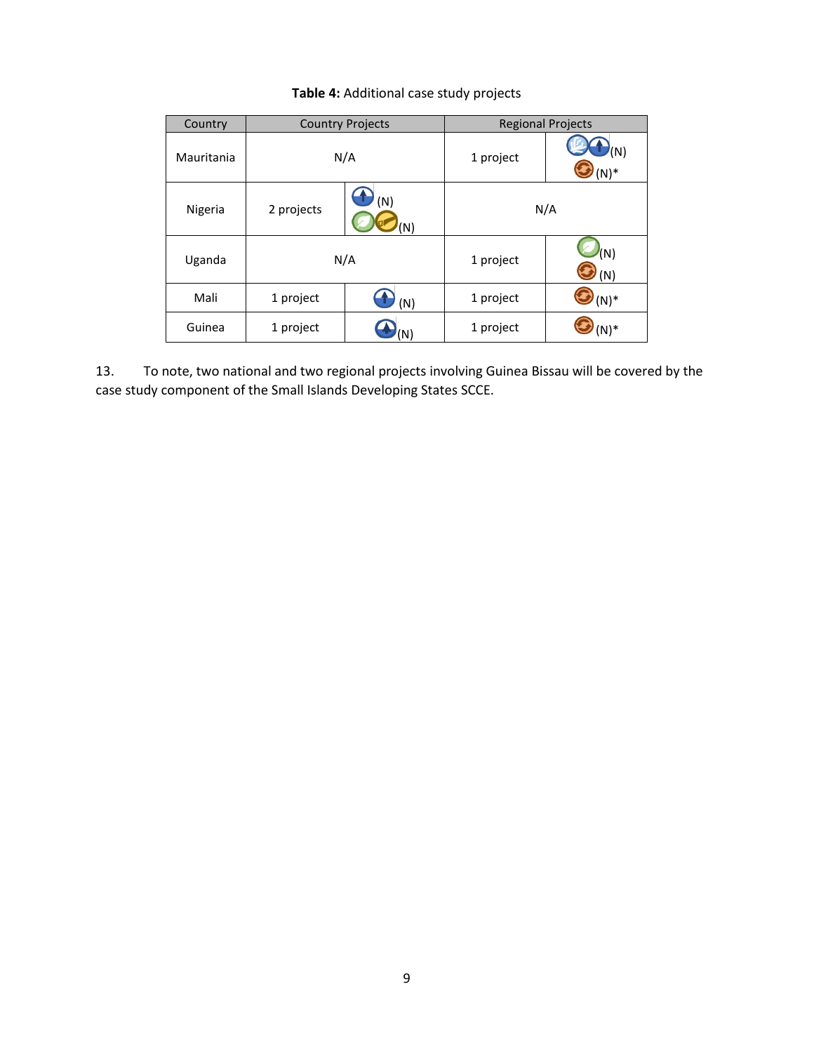**Table 4:** Additional case study projects

| Country | Country Projects | | Regional Projects | |
|---|---|---|---|---|
| Mauritania | N/A | | 1 project | (N) (N)* |
| Nigeria | 2 projects | (N) (N) | N/A | |
| Uganda | N/A | | 1 project | (N) (N) |
| Mali | 1 project | (N) | 1 project | (N)* |
| Guinea | 1 project | (N) | 1 project | (N)* |

13. To note, two national and two regional projects involving Guinea Bissau will be covered by the case study component of the Small Islands Developing States SCCE.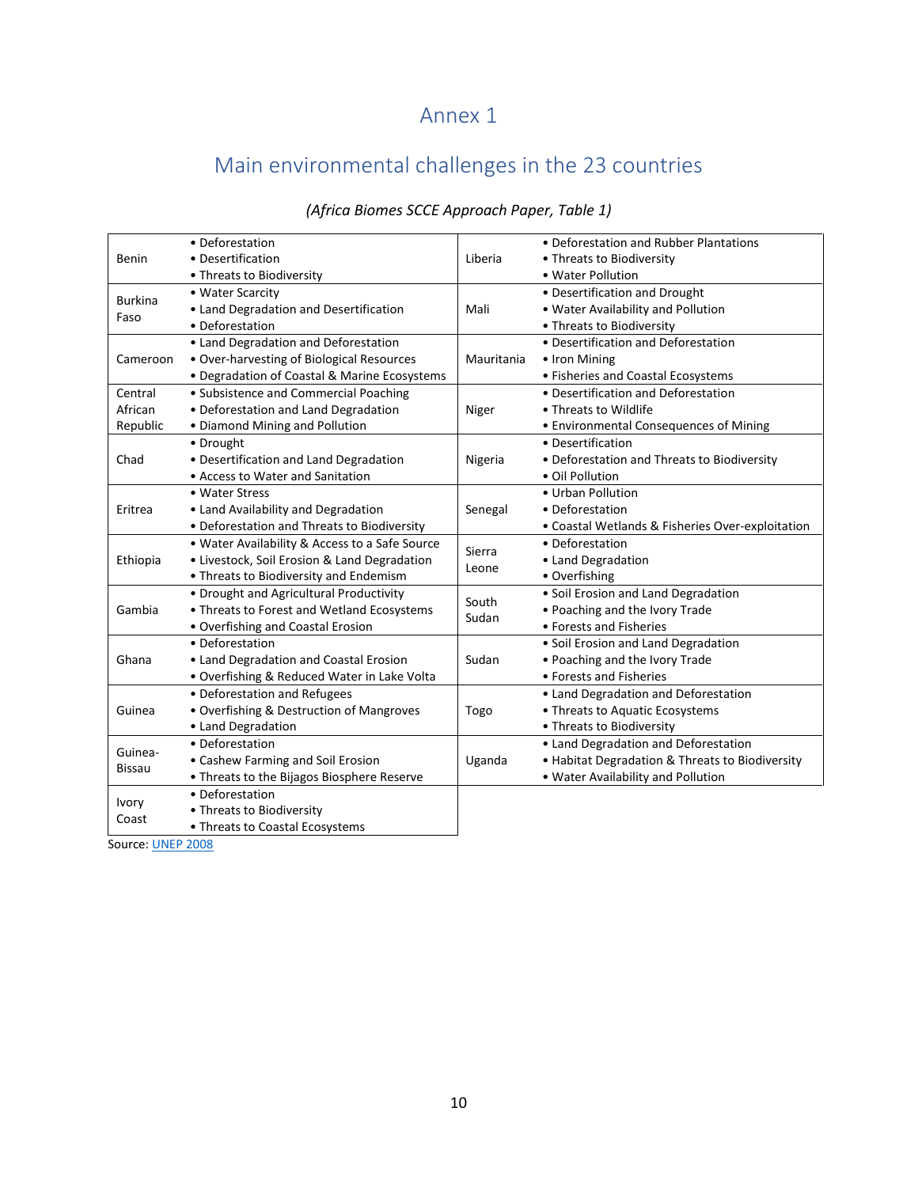# Annex 1

## Main environmental challenges in the 23 countries

*(Africa Biomes SCCE Approach Paper, Table 1)*

| | | | |
|---|---|---|---|
| Benin | • Deforestation<br>• Desertification<br>• Threats to Biodiversity | Liberia | • Deforestation and Rubber Plantations<br>• Threats to Biodiversity<br>• Water Pollution |
| Burkina Faso | • Water Scarcity<br>• Land Degradation and Desertification<br>• Deforestation | Mali | • Desertification and Drought<br>• Water Availability and Pollution<br>• Threats to Biodiversity |
| Cameroon | • Land Degradation and Deforestation<br>• Over-harvesting of Biological Resources<br>• Degradation of Coastal & Marine Ecosystems | Mauritania | • Desertification and Deforestation<br>• Iron Mining<br>• Fisheries and Coastal Ecosystems |
| Central African Republic | • Subsistence and Commercial Poaching<br>• Deforestation and Land Degradation<br>• Diamond Mining and Pollution | Niger | • Desertification and Deforestation<br>• Threats to Wildlife<br>• Environmental Consequences of Mining |
| Chad | • Drought<br>• Desertification and Land Degradation<br>• Access to Water and Sanitation | Nigeria | • Desertification<br>• Deforestation and Threats to Biodiversity<br>• Oil Pollution |
| Eritrea | • Water Stress<br>• Land Availability and Degradation<br>• Deforestation and Threats to Biodiversity | Senegal | • Urban Pollution<br>• Deforestation<br>• Coastal Wetlands & Fisheries Over-exploitation |
| Ethiopia | • Water Availability & Access to a Safe Source<br>• Livestock, Soil Erosion & Land Degradation<br>• Threats to Biodiversity and Endemism | Sierra Leone | • Deforestation<br>• Land Degradation<br>• Overfishing |
| Gambia | • Drought and Agricultural Productivity<br>• Threats to Forest and Wetland Ecosystems<br>• Overfishing and Coastal Erosion | South Sudan | • Soil Erosion and Land Degradation<br>• Poaching and the Ivory Trade<br>• Forests and Fisheries |
| Ghana | • Deforestation<br>• Land Degradation and Coastal Erosion<br>• Overfishing & Reduced Water in Lake Volta | Sudan | • Soil Erosion and Land Degradation<br>• Poaching and the Ivory Trade<br>• Forests and Fisheries |
| Guinea | • Deforestation and Refugees<br>• Overfishing & Destruction of Mangroves<br>• Land Degradation | Togo | • Land Degradation and Deforestation<br>• Threats to Aquatic Ecosystems<br>• Threats to Biodiversity |
| Guinea-Bissau | • Deforestation<br>• Cashew Farming and Soil Erosion<br>• Threats to the Bijagos Biosphere Reserve | Uganda | • Land Degradation and Deforestation<br>• Habitat Degradation & Threats to Biodiversity<br>• Water Availability and Pollution |
| Ivory Coast | • Deforestation<br>• Threats to Biodiversity<br>• Threats to Coastal Ecosystems | | |

Source: [UNEP 2008]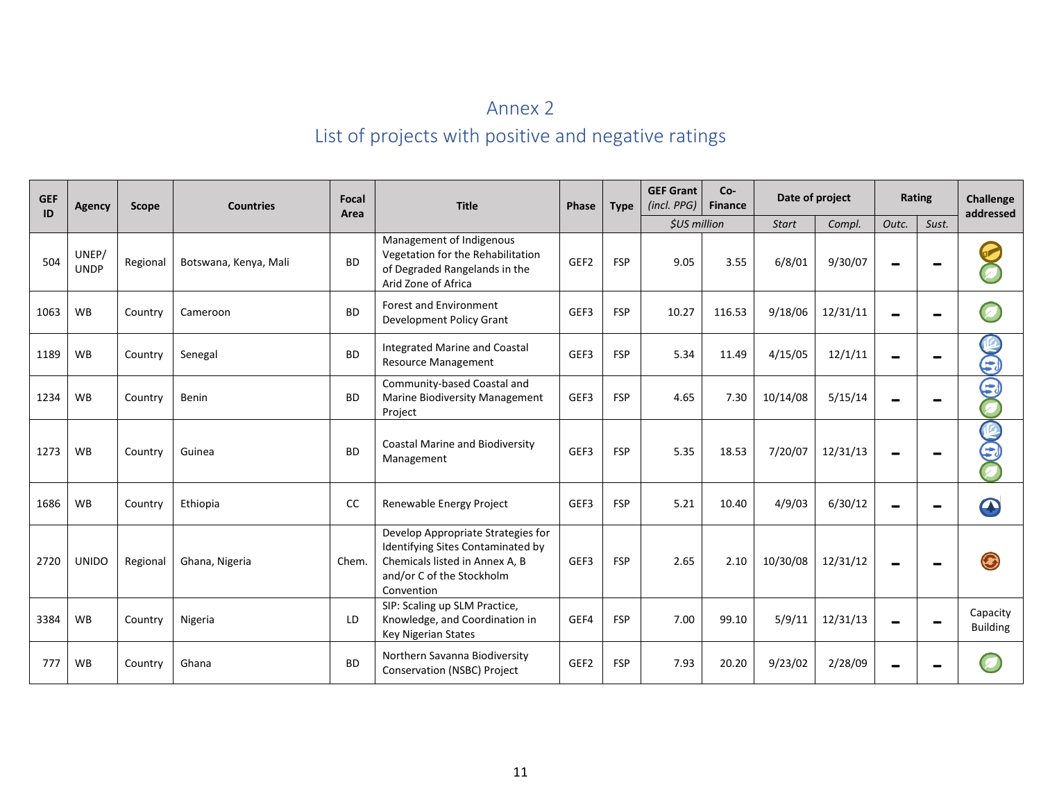# Annex 2

## List of projects with positive and negative ratings

| GEF ID | Agency | Scope | Countries | Focal Area | Title | Phase | Type | GEF Grant (incl. PPG) | Co-Finance | Date of project | | Rating | | Challenge addressed |
|---|---|---|---|---|---|---|---|---|---|---|---|---|---|---|
| | | | | | | | | $US million | | Start | Compl. | Outc. | Sust. | |
| 504 | UNEP/ UNDP | Regional | Botswana, Kenya, Mali | BD | Management of Indigenous Vegetation for the Rehabilitation of Degraded Rangelands in the Arid Zone of Africa | GEF2 | FSP | 9.05 | 3.55 | 6/8/01 | 9/30/07 | – | – | |
| 1063 | WB | Country | Cameroon | BD | Forest and Environment Development Policy Grant | GEF3 | FSP | 10.27 | 116.53 | 9/18/06 | 12/31/11 | – | – | |
| 1189 | WB | Country | Senegal | BD | Integrated Marine and Coastal Resource Management | GEF3 | FSP | 5.34 | 11.49 | 4/15/05 | 12/1/11 | – | – | |
| 1234 | WB | Country | Benin | BD | Community-based Coastal and Marine Biodiversity Management Project | GEF3 | FSP | 4.65 | 7.30 | 10/14/08 | 5/15/14 | – | – | |
| 1273 | WB | Country | Guinea | BD | Coastal Marine and Biodiversity Management | GEF3 | FSP | 5.35 | 18.53 | 7/20/07 | 12/31/13 | – | – | |
| 1686 | WB | Country | Ethiopia | CC | Renewable Energy Project | GEF3 | FSP | 5.21 | 10.40 | 4/9/03 | 6/30/12 | – | – | |
| 2720 | UNIDO | Regional | Ghana, Nigeria | Chem. | Develop Appropriate Strategies for Identifying Sites Contaminated by Chemicals listed in Annex A, B and/or C of the Stockholm Convention | GEF3 | FSP | 2.65 | 2.10 | 10/30/08 | 12/31/12 | – | – | |
| 3384 | WB | Country | Nigeria | LD | SIP: Scaling up SLM Practice, Knowledge, and Coordination in Key Nigerian States | GEF4 | FSP | 7.00 | 99.10 | 5/9/11 | 12/31/13 | – | – | Capacity Building |
| 777 | WB | Country | Ghana | BD | Northern Savanna Biodiversity Conservation (NSBC) Project | GEF2 | FSP | 7.93 | 20.20 | 9/23/02 | 2/28/09 | – | – | |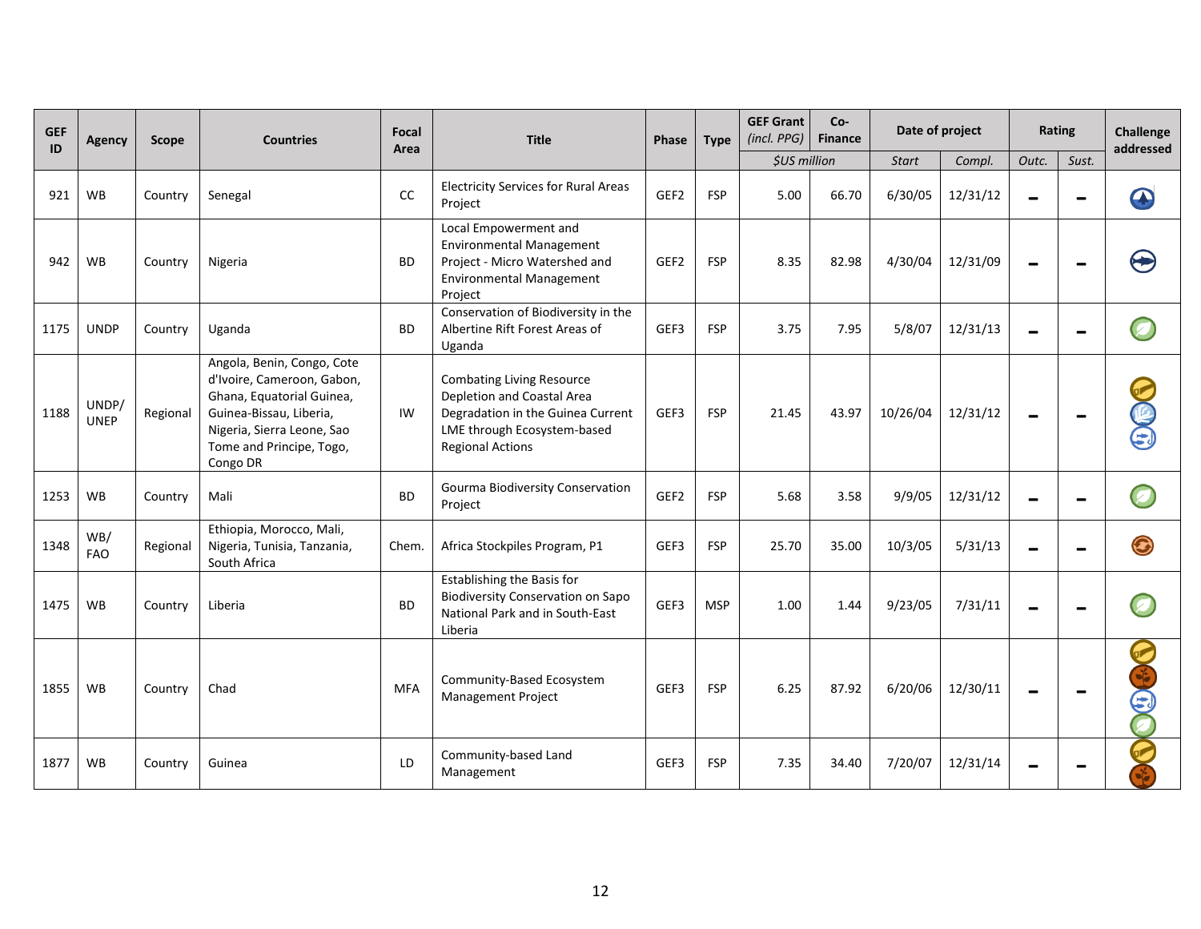| GEF ID | Agency | Scope | Countries | Focal Area | Title | Phase | Type | GEF Grant (incl. PPG) | Co-Finance | Date of project | | Rating | | Challenge addressed |
|---|---|---|---|---|---|---|---|---|---|---|---|---|---|---|
| | | | | | | | | $US million | | Start | Compl. | Outc. | Sust. | |
| 921 | WB | Country | Senegal | CC | Electricity Services for Rural Areas Project | GEF2 | FSP | 5.00 | 66.70 | 6/30/05 | 12/31/12 | – | – | |
| 942 | WB | Country | Nigeria | BD | Local Empowerment and Environmental Management Project - Micro Watershed and Environmental Management Project | GEF2 | FSP | 8.35 | 82.98 | 4/30/04 | 12/31/09 | – | – | |
| 1175 | UNDP | Country | Uganda | BD | Conservation of Biodiversity in the Albertine Rift Forest Areas of Uganda | GEF3 | FSP | 3.75 | 7.95 | 5/8/07 | 12/31/13 | – | – | |
| 1188 | UNDP/ UNEP | Regional | Angola, Benin, Congo, Cote d'Ivoire, Cameroon, Gabon, Ghana, Equatorial Guinea, Guinea-Bissau, Liberia, Nigeria, Sierra Leone, Sao Tome and Principe, Togo, Congo DR | IW | Combating Living Resource Depletion and Coastal Area Degradation in the Guinea Current LME through Ecosystem-based Regional Actions | GEF3 | FSP | 21.45 | 43.97 | 10/26/04 | 12/31/12 | – | – | |
| 1253 | WB | Country | Mali | BD | Gourma Biodiversity Conservation Project | GEF2 | FSP | 5.68 | 3.58 | 9/9/05 | 12/31/12 | – | – | |
| 1348 | WB/ FAO | Regional | Ethiopia, Morocco, Mali, Nigeria, Tunisia, Tanzania, South Africa | Chem. | Africa Stockpiles Program, P1 | GEF3 | FSP | 25.70 | 35.00 | 10/3/05 | 5/31/13 | – | – | |
| 1475 | WB | Country | Liberia | BD | Establishing the Basis for Biodiversity Conservation on Sapo National Park and in South-East Liberia | GEF3 | MSP | 1.00 | 1.44 | 9/23/05 | 7/31/11 | – | – | |
| 1855 | WB | Country | Chad | MFA | Community-Based Ecosystem Management Project | GEF3 | FSP | 6.25 | 87.92 | 6/20/06 | 12/30/11 | – | – | |
| 1877 | WB | Country | Guinea | LD | Community-based Land Management | GEF3 | FSP | 7.35 | 34.40 | 7/20/07 | 12/31/14 | – | – | |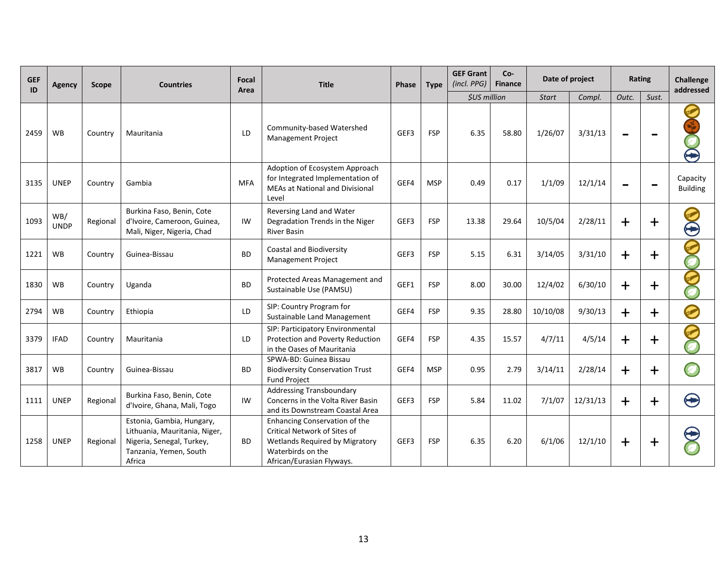| GEF ID | Agency | Scope | Countries | Focal Area | Title | Phase | Type | GEF Grant (incl. PPG) | Co-Finance | Date of project | | Rating | | Challenge addressed |
|---|---|---|---|---|---|---|---|---|---|---|---|---|---|---|
| | | | | | | | | $US million | | Start | Compl. | Outc. | Sust. | |
| 2459 | WB | Country | Mauritania | LD | Community-based Watershed Management Project | GEF3 | FSP | 6.35 | 58.80 | 1/26/07 | 3/31/13 | – | – | |
| 3135 | UNEP | Country | Gambia | MFA | Adoption of Ecosystem Approach for Integrated Implementation of MEAs at National and Divisional Level | GEF4 | MSP | 0.49 | 0.17 | 1/1/09 | 12/1/14 | – | – | Capacity Building |
| 1093 | WB/ UNDP | Regional | Burkina Faso, Benin, Cote d'Ivoire, Cameroon, Guinea, Mali, Niger, Nigeria, Chad | IW | Reversing Land and Water Degradation Trends in the Niger River Basin | GEF3 | FSP | 13.38 | 29.64 | 10/5/04 | 2/28/11 | + | + | |
| 1221 | WB | Country | Guinea-Bissau | BD | Coastal and Biodiversity Management Project | GEF3 | FSP | 5.15 | 6.31 | 3/14/05 | 3/31/10 | + | + | |
| 1830 | WB | Country | Uganda | BD | Protected Areas Management and Sustainable Use (PAMSU) | GEF1 | FSP | 8.00 | 30.00 | 12/4/02 | 6/30/10 | + | + | |
| 2794 | WB | Country | Ethiopia | LD | SIP: Country Program for Sustainable Land Management | GEF4 | FSP | 9.35 | 28.80 | 10/10/08 | 9/30/13 | + | + | |
| 3379 | IFAD | Country | Mauritania | LD | SIP: Participatory Environmental Protection and Poverty Reduction in the Oases of Mauritania | GEF4 | FSP | 4.35 | 15.57 | 4/7/11 | 4/5/14 | + | + | |
| 3817 | WB | Country | Guinea-Bissau | BD | SPWA-BD: Guinea Bissau Biodiversity Conservation Trust Fund Project | GEF4 | MSP | 0.95 | 2.79 | 3/14/11 | 2/28/14 | + | + | |
| 1111 | UNEP | Regional | Burkina Faso, Benin, Cote d'Ivoire, Ghana, Mali, Togo | IW | Addressing Transboundary Concerns in the Volta River Basin and its Downstream Coastal Area | GEF3 | FSP | 5.84 | 11.02 | 7/1/07 | 12/31/13 | + | + | |
| 1258 | UNEP | Regional | Estonia, Gambia, Hungary, Lithuania, Mauritania, Niger, Nigeria, Senegal, Turkey, Tanzania, Yemen, South Africa | BD | Enhancing Conservation of the Critical Network of Sites of Wetlands Required by Migratory Waterbirds on the African/Eurasian Flyways. | GEF3 | FSP | 6.35 | 6.20 | 6/1/06 | 12/1/10 | + | + | |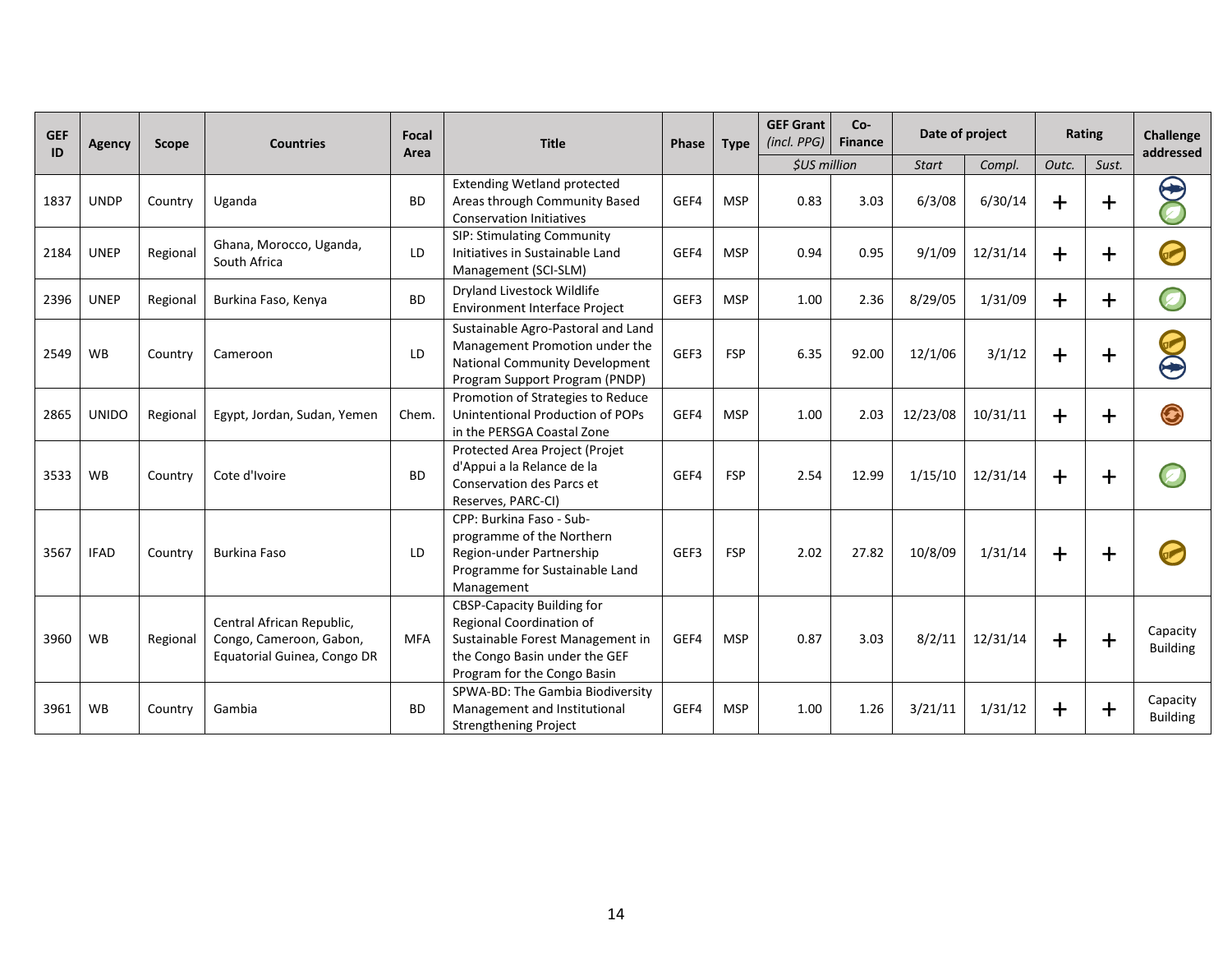| GEF ID | Agency | Scope | Countries | Focal Area | Title | Phase | Type | GEF Grant (incl. PPG) | Co-Finance | Date of project | | Rating | | Challenge addressed |
|---|---|---|---|---|---|---|---|---|---|---|---|---|---|---|
| | | | | | | | | *$US million* | | *Start* | *Compl.* | *Outc.* | *Sust.* | |
| 1837 | UNDP | Country | Uganda | BD | Extending Wetland protected Areas through Community Based Conservation Initiatives | GEF4 | MSP | 0.83 | 3.03 | 6/3/08 | 6/30/14 | + | + | |
| 2184 | UNEP | Regional | Ghana, Morocco, Uganda, South Africa | LD | SIP: Stimulating Community Initiatives in Sustainable Land Management (SCI-SLM) | GEF4 | MSP | 0.94 | 0.95 | 9/1/09 | 12/31/14 | + | + | |
| 2396 | UNEP | Regional | Burkina Faso, Kenya | BD | Dryland Livestock Wildlife Environment Interface Project | GEF3 | MSP | 1.00 | 2.36 | 8/29/05 | 1/31/09 | + | + | |
| 2549 | WB | Country | Cameroon | LD | Sustainable Agro-Pastoral and Land Management Promotion under the National Community Development Program Support Program (PNDP) | GEF3 | FSP | 6.35 | 92.00 | 12/1/06 | 3/1/12 | + | + | |
| 2865 | UNIDO | Regional | Egypt, Jordan, Sudan, Yemen | Chem. | Promotion of Strategies to Reduce Unintentional Production of POPs in the PERSGA Coastal Zone | GEF4 | MSP | 1.00 | 2.03 | 12/23/08 | 10/31/11 | + | + | |
| 3533 | WB | Country | Cote d'Ivoire | BD | Protected Area Project (Projet d'Appui a la Relance de la Conservation des Parcs et Reserves, PARC-CI) | GEF4 | FSP | 2.54 | 12.99 | 1/15/10 | 12/31/14 | + | + | |
| 3567 | IFAD | Country | Burkina Faso | LD | CPP: Burkina Faso - Sub-programme of the Northern Region-under Partnership Programme for Sustainable Land Management | GEF3 | FSP | 2.02 | 27.82 | 10/8/09 | 1/31/14 | + | + | |
| 3960 | WB | Regional | Central African Republic, Congo, Cameroon, Gabon, Equatorial Guinea, Congo DR | MFA | CBSP-Capacity Building for Regional Coordination of Sustainable Forest Management in the Congo Basin under the GEF Program for the Congo Basin | GEF4 | MSP | 0.87 | 3.03 | 8/2/11 | 12/31/14 | + | + | Capacity Building |
| 3961 | WB | Country | Gambia | BD | SPWA-BD: The Gambia Biodiversity Management and Institutional Strengthening Project | GEF4 | MSP | 1.00 | 1.26 | 3/21/11 | 1/31/12 | + | + | Capacity Building |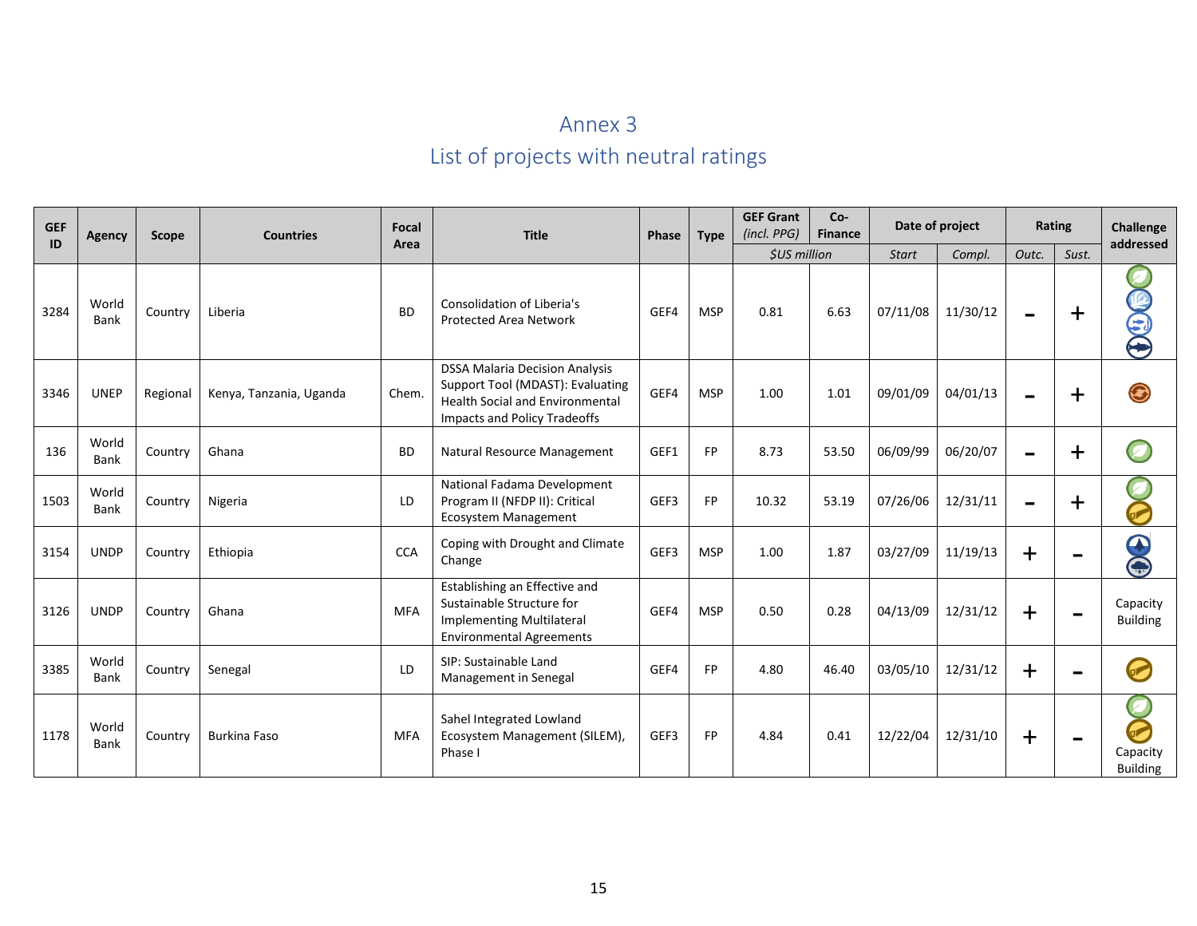# Annex 3
## List of projects with neutral ratings

| GEF ID | Agency | Scope | Countries | Focal Area | Title | Phase | Type | GEF Grant *(incl. PPG)* | Co-Finance | Date of project | | Rating | | Challenge addressed |
|---|---|---|---|---|---|---|---|---|---|---|---|---|---|---|
| | | | | | | | | *$US million* | | *Start* | *Compl.* | *Outc.* | *Sust.* | |
| 3284 | World Bank | Country | Liberia | BD | Consolidation of Liberia's Protected Area Network | GEF4 | MSP | 0.81 | 6.63 | 07/11/08 | 11/30/12 | – | + | |
| 3346 | UNEP | Regional | Kenya, Tanzania, Uganda | Chem. | DSSA Malaria Decision Analysis Support Tool (MDAST): Evaluating Health Social and Environmental Impacts and Policy Tradeoffs | GEF4 | MSP | 1.00 | 1.01 | 09/01/09 | 04/01/13 | – | + | |
| 136 | World Bank | Country | Ghana | BD | Natural Resource Management | GEF1 | FP | 8.73 | 53.50 | 06/09/99 | 06/20/07 | – | + | |
| 1503 | World Bank | Country | Nigeria | LD | National Fadama Development Program II (NFDP II): Critical Ecosystem Management | GEF3 | FP | 10.32 | 53.19 | 07/26/06 | 12/31/11 | – | + | |
| 3154 | UNDP | Country | Ethiopia | CCA | Coping with Drought and Climate Change | GEF3 | MSP | 1.00 | 1.87 | 03/27/09 | 11/19/13 | + | – | |
| 3126 | UNDP | Country | Ghana | MFA | Establishing an Effective and Sustainable Structure for Implementing Multilateral Environmental Agreements | GEF4 | MSP | 0.50 | 0.28 | 04/13/09 | 12/31/12 | + | – | Capacity Building |
| 3385 | World Bank | Country | Senegal | LD | SIP: Sustainable Land Management in Senegal | GEF4 | FP | 4.80 | 46.40 | 03/05/10 | 12/31/12 | + | – | |
| 1178 | World Bank | Country | Burkina Faso | MFA | Sahel Integrated Lowland Ecosystem Management (SILEM), Phase I | GEF3 | FP | 4.84 | 0.41 | 12/22/04 | 12/31/10 | + | – | Capacity Building |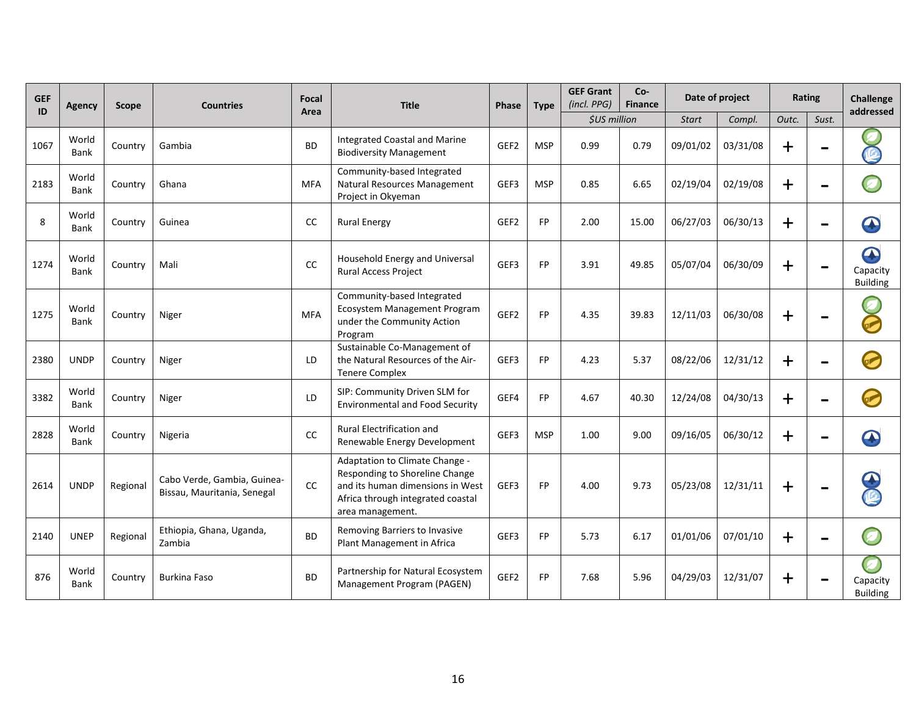| GEF ID | Agency | Scope | Countries | Focal Area | Title | Phase | Type | GEF Grant (incl. PPG) | Co-Finance | Date of project | | Rating | | Challenge addressed |
|---|---|---|---|---|---|---|---|---|---|---|---|---|---|---|
| | | | | | | | | $US million | | Start | Compl. | Outc. | Sust. | |
| 1067 | World Bank | Country | Gambia | BD | Integrated Coastal and Marine Biodiversity Management | GEF2 | MSP | 0.99 | 0.79 | 09/01/02 | 03/31/08 | + | – | |
| 2183 | World Bank | Country | Ghana | MFA | Community-based Integrated Natural Resources Management Project in Okyeman | GEF3 | MSP | 0.85 | 6.65 | 02/19/04 | 02/19/08 | + | – | |
| 8 | World Bank | Country | Guinea | CC | Rural Energy | GEF2 | FP | 2.00 | 15.00 | 06/27/03 | 06/30/13 | + | – | |
| 1274 | World Bank | Country | Mali | CC | Household Energy and Universal Rural Access Project | GEF3 | FP | 3.91 | 49.85 | 05/07/04 | 06/30/09 | + | – | Capacity Building |
| 1275 | World Bank | Country | Niger | MFA | Community-based Integrated Ecosystem Management Program under the Community Action Program | GEF2 | FP | 4.35 | 39.83 | 12/11/03 | 06/30/08 | + | – | |
| 2380 | UNDP | Country | Niger | LD | Sustainable Co-Management of the Natural Resources of the Air-Tenere Complex | GEF3 | FP | 4.23 | 5.37 | 08/22/06 | 12/31/12 | + | – | |
| 3382 | World Bank | Country | Niger | LD | SIP: Community Driven SLM for Environmental and Food Security | GEF4 | FP | 4.67 | 40.30 | 12/24/08 | 04/30/13 | + | – | |
| 2828 | World Bank | Country | Nigeria | CC | Rural Electrification and Renewable Energy Development | GEF3 | MSP | 1.00 | 9.00 | 09/16/05 | 06/30/12 | + | – | |
| 2614 | UNDP | Regional | Cabo Verde, Gambia, Guinea-Bissau, Mauritania, Senegal | CC | Adaptation to Climate Change - Responding to Shoreline Change and its human dimensions in West Africa through integrated coastal area management. | GEF3 | FP | 4.00 | 9.73 | 05/23/08 | 12/31/11 | + | – | |
| 2140 | UNEP | Regional | Ethiopia, Ghana, Uganda, Zambia | BD | Removing Barriers to Invasive Plant Management in Africa | GEF3 | FP | 5.73 | 6.17 | 01/01/06 | 07/01/10 | + | – | |
| 876 | World Bank | Country | Burkina Faso | BD | Partnership for Natural Ecosystem Management Program (PAGEN) | GEF2 | FP | 7.68 | 5.96 | 04/29/03 | 12/31/07 | + | – | Capacity Building |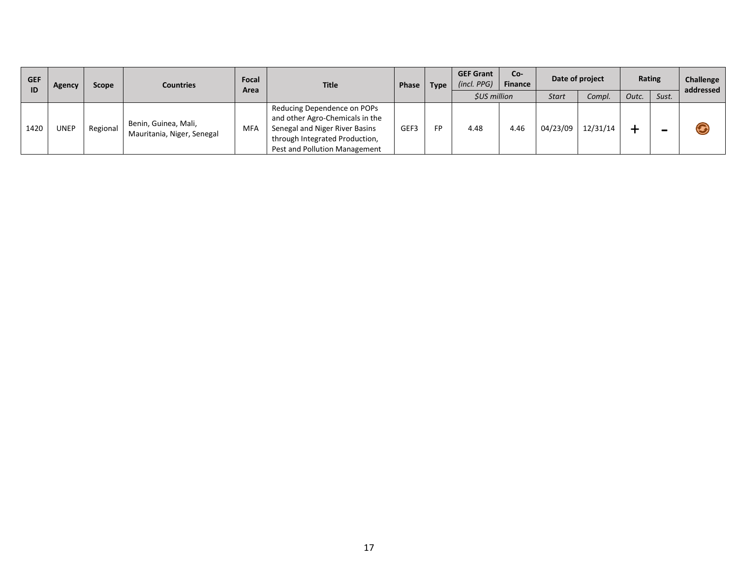| GEF ID | Agency | Scope | Countries | Focal Area | Title | Phase | Type | GEF Grant *(incl. PPG)* | Co-Finance | Date of project | | Rating | | Challenge addressed |
|---|---|---|---|---|---|---|---|---|---|---|---|---|---|---|
| | | | | | | | | *$US million* | | *Start* | *Compl.* | *Outc.* | *Sust.* | |
| 1420 | UNEP | Regional | Benin, Guinea, Mali, Mauritania, Niger, Senegal | MFA | Reducing Dependence on POPs and other Agro-Chemicals in the Senegal and Niger River Basins through Integrated Production, Pest and Pollution Management | GEF3 | FP | 4.48 | 4.46 | 04/23/09 | 12/31/14 | + | - | |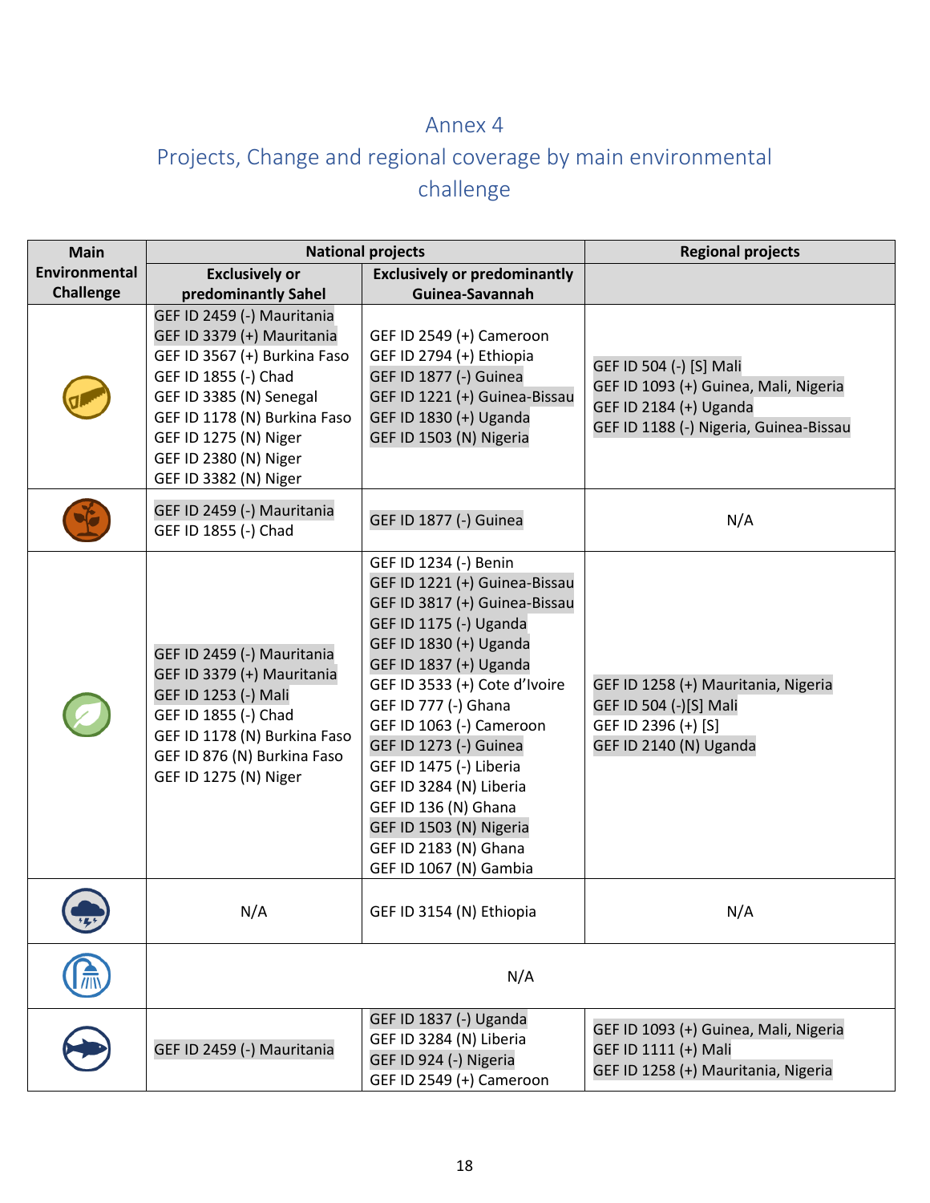# Annex 4
## Projects, Change and regional coverage by main environmental challenge

| Main Environmental Challenge | National projects | | Regional projects |
|---|---|---|---|
| | Exclusively or predominantly Sahel | Exclusively or predominantly Guinea-Savannah | |
| | GEF ID 2459 (-) Mauritania<br>GEF ID 3379 (+) Mauritania<br>GEF ID 3567 (+) Burkina Faso<br>GEF ID 1855 (-) Chad<br>GEF ID 3385 (N) Senegal<br>GEF ID 1178 (N) Burkina Faso<br>GEF ID 1275 (N) Niger<br>GEF ID 2380 (N) Niger<br>GEF ID 3382 (N) Niger | GEF ID 2549 (+) Cameroon<br>GEF ID 2794 (+) Ethiopia<br>GEF ID 1877 (-) Guinea<br>GEF ID 1221 (+) Guinea-Bissau<br>GEF ID 1830 (+) Uganda<br>GEF ID 1503 (N) Nigeria | GEF ID 504 (-) [S] Mali<br>GEF ID 1093 (+) Guinea, Mali, Nigeria<br>GEF ID 2184 (+) Uganda<br>GEF ID 1188 (-) Nigeria, Guinea-Bissau |
| | GEF ID 2459 (-) Mauritania<br>GEF ID 1855 (-) Chad | GEF ID 1877 (-) Guinea | N/A |
| | GEF ID 2459 (-) Mauritania<br>GEF ID 3379 (+) Mauritania<br>GEF ID 1253 (-) Mali<br>GEF ID 1855 (-) Chad<br>GEF ID 1178 (N) Burkina Faso<br>GEF ID 876 (N) Burkina Faso<br>GEF ID 1275 (N) Niger | GEF ID 1234 (-) Benin<br>GEF ID 1221 (+) Guinea-Bissau<br>GEF ID 3817 (+) Guinea-Bissau<br>GEF ID 1175 (-) Uganda<br>GEF ID 1830 (+) Uganda<br>GEF ID 1837 (+) Uganda<br>GEF ID 3533 (+) Cote d'Ivoire<br>GEF ID 777 (-) Ghana<br>GEF ID 1063 (-) Cameroon<br>GEF ID 1273 (-) Guinea<br>GEF ID 1475 (-) Liberia<br>GEF ID 3284 (N) Liberia<br>GEF ID 136 (N) Ghana<br>GEF ID 1503 (N) Nigeria<br>GEF ID 2183 (N) Ghana<br>GEF ID 1067 (N) Gambia | GEF ID 1258 (+) Mauritania, Nigeria<br>GEF ID 504 (-)[S] Mali<br>GEF ID 2396 (+) [S]<br>GEF ID 2140 (N) Uganda |
| | N/A | GEF ID 3154 (N) Ethiopia | N/A |
| | N/A | | |
| | GEF ID 2459 (-) Mauritania | GEF ID 1837 (-) Uganda<br>GEF ID 3284 (N) Liberia<br>GEF ID 924 (-) Nigeria<br>GEF ID 2549 (+) Cameroon | GEF ID 1093 (+) Guinea, Mali, Nigeria<br>GEF ID 1111 (+) Mali<br>GEF ID 1258 (+) Mauritania, Nigeria |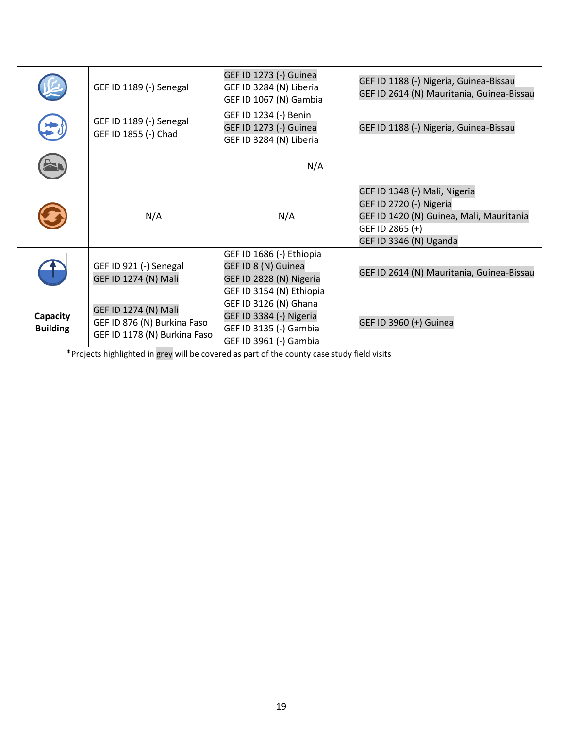| | | | |
|---|---|---|---|
| | GEF ID 1189 (-) Senegal | GEF ID 1273 (-) Guinea<br>GEF ID 3284 (N) Liberia<br>GEF ID 1067 (N) Gambia | GEF ID 1188 (-) Nigeria, Guinea-Bissau<br>GEF ID 2614 (N) Mauritania, Guinea-Bissau |
| | GEF ID 1189 (-) Senegal<br>GEF ID 1855 (-) Chad | GEF ID 1234 (-) Benin<br>GEF ID 1273 (-) Guinea<br>GEF ID 3284 (N) Liberia | GEF ID 1188 (-) Nigeria, Guinea-Bissau |
| | N/A | | |
| | N/A | N/A | GEF ID 1348 (-) Mali, Nigeria<br>GEF ID 2720 (-) Nigeria<br>GEF ID 1420 (N) Guinea, Mali, Mauritania<br>GEF ID 2865 (+)<br>GEF ID 3346 (N) Uganda |
| | GEF ID 921 (-) Senegal<br>GEF ID 1274 (N) Mali | GEF ID 1686 (-) Ethiopia<br>GEF ID 8 (N) Guinea<br>GEF ID 2828 (N) Nigeria<br>GEF ID 3154 (N) Ethiopia | GEF ID 2614 (N) Mauritania, Guinea-Bissau |
| **Capacity Building** | GEF ID 1274 (N) Mali<br>GEF ID 876 (N) Burkina Faso<br>GEF ID 1178 (N) Burkina Faso | GEF ID 3126 (N) Ghana<br>GEF ID 3384 (-) Nigeria<br>GEF ID 3135 (-) Gambia<br>GEF ID 3961 (-) Gambia | GEF ID 3960 (+) Guinea |

*Projects highlighted in grey will be covered as part of the county case study field visits